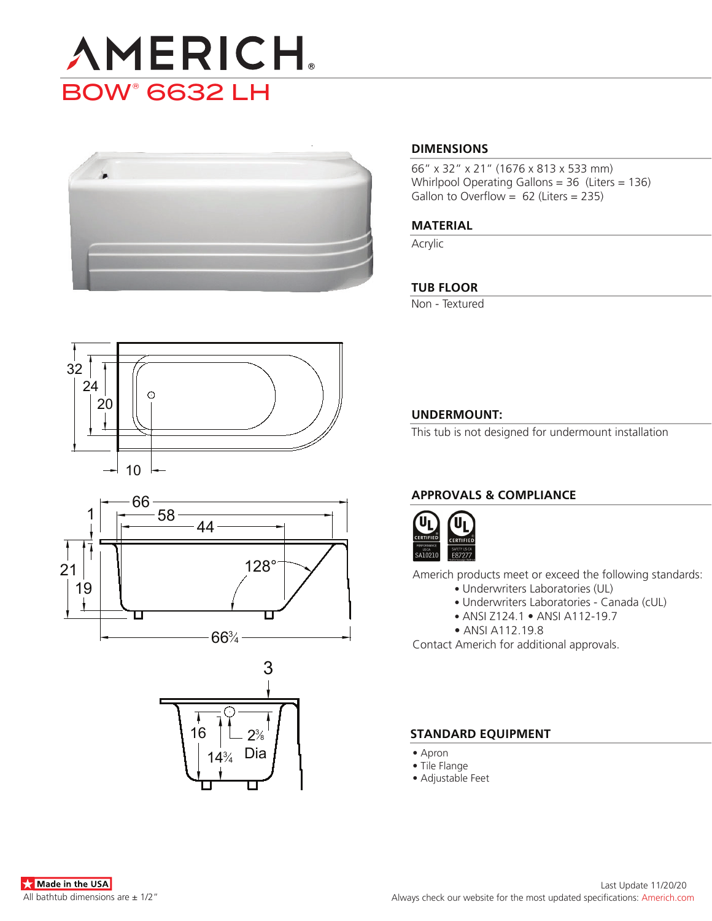# AMERICH

## BOW® 6632 LH

### DIMENSIONS

66″ x 32″ x 21″ (1676 x 813 x 533 mm)
Whirlpool Operating Gallons = 36 (Liters = 136)
Gallon to Overflow = 62 (Liters = 235)

### MATERIAL

Acrylic

### TUB FLOOR

Non - Textured

### UNDERMOUNT:

This tub is not designed for undermount installation

### APPROVALS & COMPLIANCE

Americh products meet or exceed the following standards:

- Underwriters Laboratories (UL)
- Underwriters Laboratories - Canada (cUL)
- ANSI Z124.1 • ANSI A112-19.7
- ANSI A112.19.8

Contact Americh for additional approvals.

### STANDARD EQUIPMENT

- Apron
- Tile Flange
- Adjustable Feet

Made in the USA

All bathtub dimensions are ± 1/2″

Last Update 11/20/20

Always check our website for the most updated specifications: Americh.com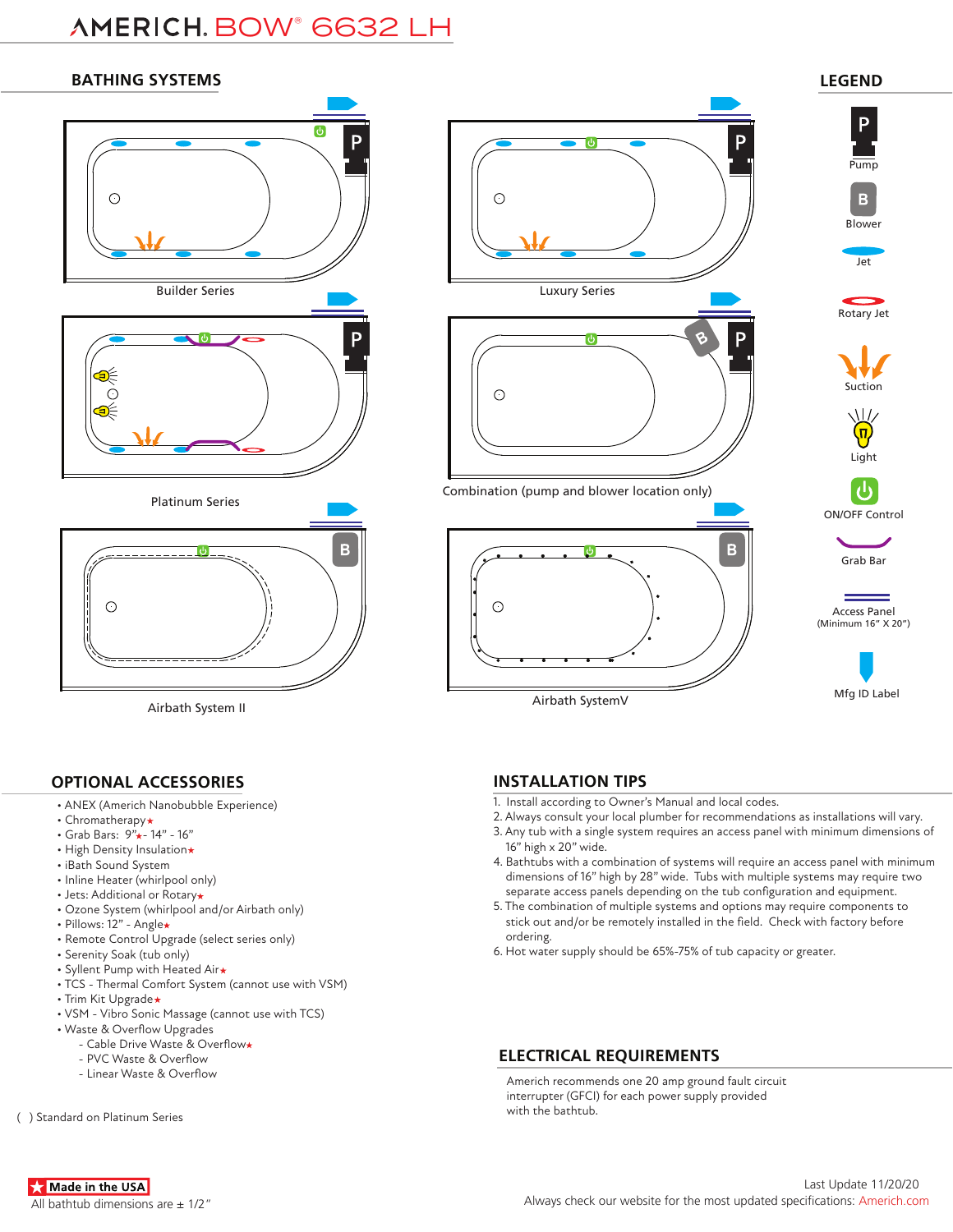# AMERICH. BOW® 6632 LH

## BATHING SYSTEMS

Builder Series

Luxury Series

Platinum Series

Combination (pump and blower location only)

Airbath System II

Airbath SystemV

## LEGEND

Pump

Blower

Jet

Rotary Jet

Suction

Light

ON/OFF Control

Grab Bar

Access Panel
(Minimum 16" X 20")

Mfg ID Label

## OPTIONAL ACCESSORIES

- ANEX (Americh Nanobubble Experience)
- Chromatherapy★
- Grab Bars: 9"★- 14" - 16"
- High Density Insulation★
- iBath Sound System
- Inline Heater (whirlpool only)
- Jets: Additional or Rotary★
- Ozone System (whirlpool and/or Airbath only)
- Pillows: 12" - Angle★
- Remote Control Upgrade (select series only)
- Serenity Soak (tub only)
- Syllent Pump with Heated Air★
- TCS - Thermal Comfort System (cannot use with VSM)
- Trim Kit Upgrade★
- VSM - Vibro Sonic Massage (cannot use with TCS)
- Waste & Overflow Upgrades
  - Cable Drive Waste & Overflow★
  - PVC Waste & Overflow
  - Linear Waste & Overflow

( ) Standard on Platinum Series

## INSTALLATION TIPS

1. Install according to Owner's Manual and local codes.
2. Always consult your local plumber for recommendations as installations will vary.
3. Any tub with a single system requires an access panel with minimum dimensions of 16" high x 20" wide.
4. Bathtubs with a combination of systems will require an access panel with minimum dimensions of 16" high by 28" wide. Tubs with multiple systems may require two separate access panels depending on the tub configuration and equipment.
5. The combination of multiple systems and options may require components to stick out and/or be remotely installed in the field. Check with factory before ordering.
6. Hot water supply should be 65%-75% of tub capacity or greater.

## ELECTRICAL REQUIREMENTS

Americh recommends one 20 amp ground fault circuit interrupter (GFCI) for each power supply provided with the bathtub.

★ Made in the USA

All bathtub dimensions are ± 1/2"

Last Update 11/20/20

Always check our website for the most updated specifications: Americh.com